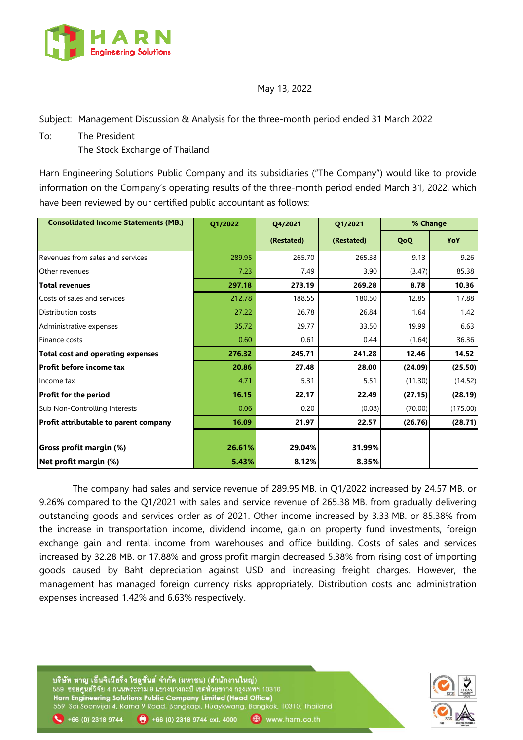May 13, 2022

Subject: Management Discussion & Analysis for the three-month period ended 31 March 2022

To: The President

The Stock Exchange of Thailand

Harn Engineering Solutions Public Company and its subsidiaries ("The Company") would like to provide information on the Company's operating results of the three-month period ended March 31, 2022, which have been reviewed by our certified public accountant as follows:

| Consolidated Income Statements (MB.) | Q1/2022 | Q4/2021 | Q1/2021 | % Change | |
|---|---|---|---|---|---|
| | | (Restated) | (Restated) | QoQ | YoY |
| Revenues from sales and services | 289.95 | 265.70 | 265.38 | 9.13 | 9.26 |
| Other revenues | 7.23 | 7.49 | 3.90 | (3.47) | 85.38 |
| **Total revenues** | **297.18** | **273.19** | **269.28** | **8.78** | **10.36** |
| Costs of sales and services | 212.78 | 188.55 | 180.50 | 12.85 | 17.88 |
| Distribution costs | 27.22 | 26.78 | 26.84 | 1.64 | 1.42 |
| Administrative expenses | 35.72 | 29.77 | 33.50 | 19.99 | 6.63 |
| Finance costs | 0.60 | 0.61 | 0.44 | (1.64) | 36.36 |
| **Total cost and operating expenses** | **276.32** | **245.71** | **241.28** | **12.46** | **14.52** |
| **Profit before income tax** | **20.86** | **27.48** | **28.00** | **(24.09)** | **(25.50)** |
| Income tax | 4.71 | 5.31 | 5.51 | (11.30) | (14.52) |
| **Profit for the period** | **16.15** | **22.17** | **22.49** | **(27.15)** | **(28.19)** |
| Sub Non-Controlling Interests | 0.06 | 0.20 | (0.08) | (70.00) | (175.00) |
| **Profit attributable to parent company** | **16.09** | **21.97** | **22.57** | **(26.76)** | **(28.71)** |
| | | | | | |
| **Gross profit margin (%)** | **26.61%** | **29.04%** | **31.99%** | | |
| **Net profit margin (%)** | **5.43%** | **8.12%** | **8.35%** | | |

The company had sales and service revenue of 289.95 MB. in Q1/2022 increased by 24.57 MB. or 9.26% compared to the Q1/2021 with sales and service revenue of 265.38 MB. from gradually delivering outstanding goods and services order as of 2021. Other income increased by 3.33 MB. or 85.38% from the increase in transportation income, dividend income, gain on property fund investments, foreign exchange gain and rental income from warehouses and office building. Costs of sales and services increased by 32.28 MB. or 17.88% and gross profit margin decreased 5.38% from rising cost of importing goods caused by Baht depreciation against USD and increasing freight charges. However, the management has managed foreign currency risks appropriately. Distribution costs and administration expenses increased 1.42% and 6.63% respectively.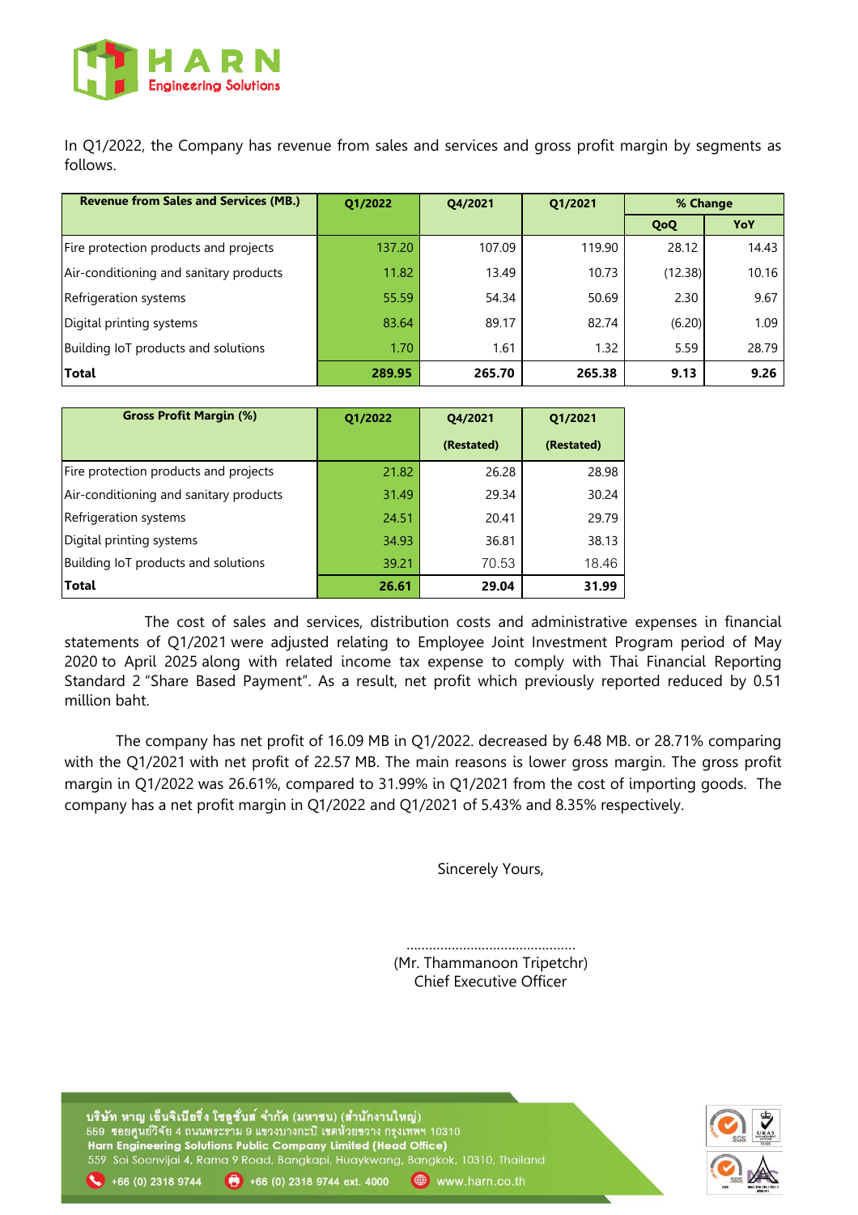In Q1/2022, the Company has revenue from sales and services and gross profit margin by segments as follows.

| Revenue from Sales and Services (MB.) | Q1/2022 | Q4/2021 | Q1/2021 | % Change | |
|---|---|---|---|---|---|
| | | | | QoQ | YoY |
| Fire protection products and projects | 137.20 | 107.09 | 119.90 | 28.12 | 14.43 |
| Air-conditioning and sanitary products | 11.82 | 13.49 | 10.73 | (12.38) | 10.16 |
| Refrigeration systems | 55.59 | 54.34 | 50.69 | 2.30 | 9.67 |
| Digital printing systems | 83.64 | 89.17 | 82.74 | (6.20) | 1.09 |
| Building IoT products and solutions | 1.70 | 1.61 | 1.32 | 5.59 | 28.79 |
| **Total** | **289.95** | **265.70** | **265.38** | **9.13** | **9.26** |

| Gross Profit Margin (%) | Q1/2022 | Q4/2021 (Restated) | Q1/2021 (Restated) |
|---|---|---|---|
| Fire protection products and projects | 21.82 | 26.28 | 28.98 |
| Air-conditioning and sanitary products | 31.49 | 29.34 | 30.24 |
| Refrigeration systems | 24.51 | 20.41 | 29.79 |
| Digital printing systems | 34.93 | 36.81 | 38.13 |
| Building IoT products and solutions | 39.21 | 70.53 | 18.46 |
| **Total** | **26.61** | **29.04** | **31.99** |

The cost of sales and services, distribution costs and administrative expenses in financial statements of Q1/2021 were adjusted relating to Employee Joint Investment Program period of May 2020 to April 2025 along with related income tax expense to comply with Thai Financial Reporting Standard 2 "Share Based Payment". As a result, net profit which previously reported reduced by 0.51 million baht.

The company has net profit of 16.09 MB in Q1/2022. decreased by 6.48 MB. or 28.71% comparing with the Q1/2021 with net profit of 22.57 MB. The main reasons is lower gross margin. The gross profit margin in Q1/2022 was 26.61%, compared to 31.99% in Q1/2021 from the cost of importing goods. The company has a net profit margin in Q1/2022 and Q1/2021 of 5.43% and 8.35% respectively.

Sincerely Yours,

.............................................

(Mr. Thammanoon Tripetchr)

Chief Executive Officer